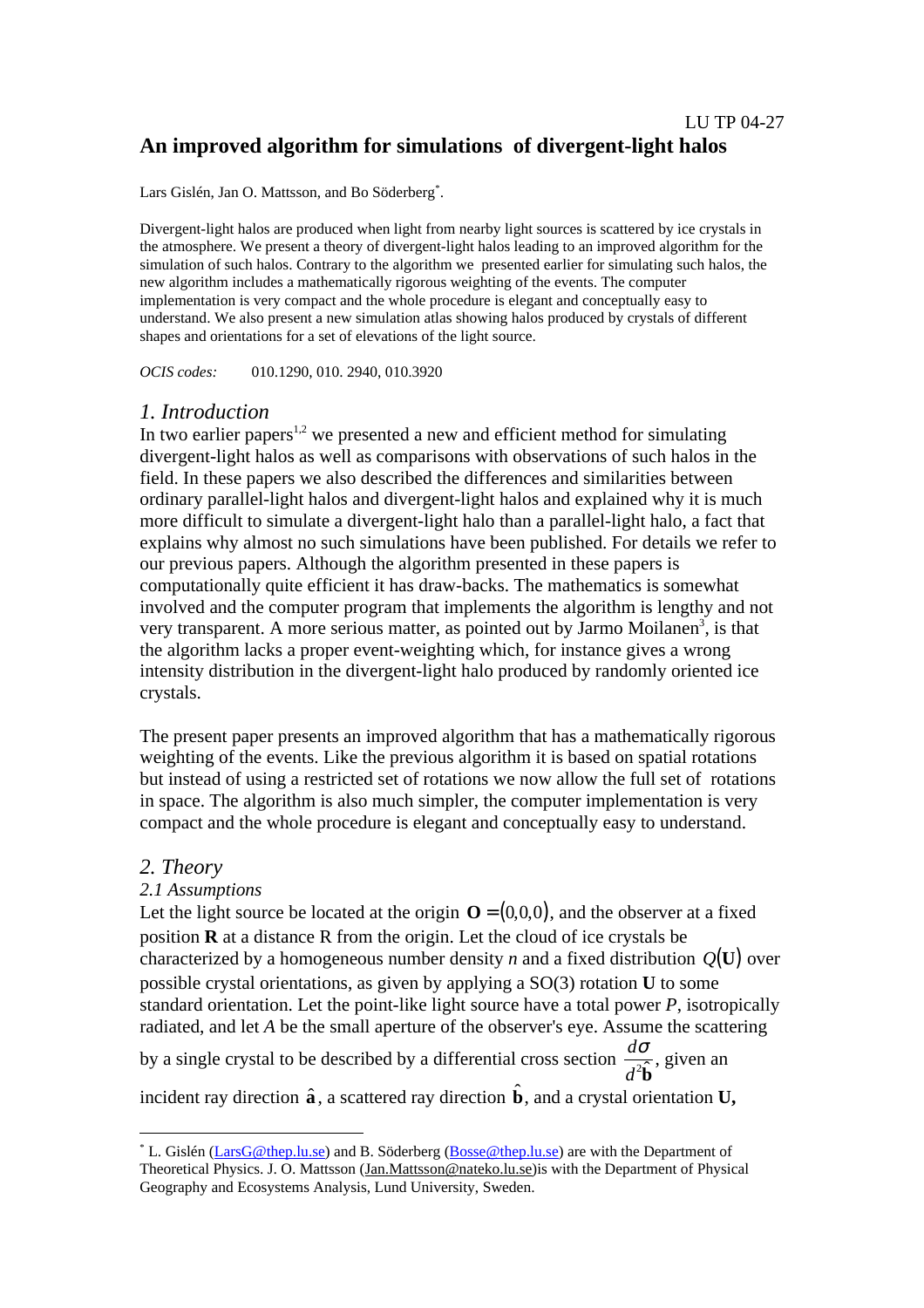LU TP 04-27

# An improved algorithm for simulations of divergent-light halos

Lars Gislén, Jan O. Mattsson, and Bo Söderberg[*].

Divergent-light halos are produced when light from nearby light sources is scattered by ice crystals in the atmosphere. We present a theory of divergent-light halos leading to an improved algorithm for the simulation of such halos. Contrary to the algorithm we presented earlier for simulating such halos, the new algorithm includes a mathematically rigorous weighting of the events. The computer implementation is very compact and the whole procedure is elegant and conceptually easy to understand. We also present a new simulation atlas showing halos produced by crystals of different shapes and orientations for a set of elevations of the light source.

*OCIS codes:* 010.1290, 010. 2940, 010.3920

## *1. Introduction*

In two earlier papers[1,2] we presented a new and efficient method for simulating divergent-light halos as well as comparisons with observations of such halos in the field. In these papers we also described the differences and similarities between ordinary parallel-light halos and divergent-light halos and explained why it is much more difficult to simulate a divergent-light halo than a parallel-light halo, a fact that explains why almost no such simulations have been published. For details we refer to our previous papers. Although the algorithm presented in these papers is computationally quite efficient it has draw-backs. The mathematics is somewhat involved and the computer program that implements the algorithm is lengthy and not very transparent. A more serious matter, as pointed out by Jarmo Moilanen[3], is that the algorithm lacks a proper event-weighting which, for instance gives a wrong intensity distribution in the divergent-light halo produced by randomly oriented ice crystals.

The present paper presents an improved algorithm that has a mathematically rigorous weighting of the events. Like the previous algorithm it is based on spatial rotations but instead of using a restricted set of rotations we now allow the full set of rotations in space. The algorithm is also much simpler, the computer implementation is very compact and the whole procedure is elegant and conceptually easy to understand.

## *2. Theory*

### *2.1 Assumptions*

Let the light source be located at the origin $\mathbf{O} = (0,0,0)$, and the observer at a fixed position $\mathbf{R}$ at a distance R from the origin. Let the cloud of ice crystals be characterized by a homogeneous number density *n* and a fixed distribution $Q(\mathbf{U})$ over possible crystal orientations, as given by applying a SO(3) rotation $\mathbf{U}$ to some standard orientation. Let the point-like light source have a total power *P*, isotropically radiated, and let *A* be the small aperture of the observer's eye. Assume the scattering by a single crystal to be described by a differential cross section $\dfrac{d\sigma}{d^2\hat{\mathbf{b}}}$, given an incident ray direction $\hat{\mathbf{a}}$, a scattered ray direction $\hat{\mathbf{b}}$, and a crystal orientation **U,**

[*] L. Gislén (LarsG@thep.lu.se) and B. Söderberg (Bosse@thep.lu.se) are with the Department of Theoretical Physics. J. O. Mattsson (Jan.Mattsson@nateko.lu.se)is with the Department of Physical Geography and Ecosystems Analysis, Lund University, Sweden.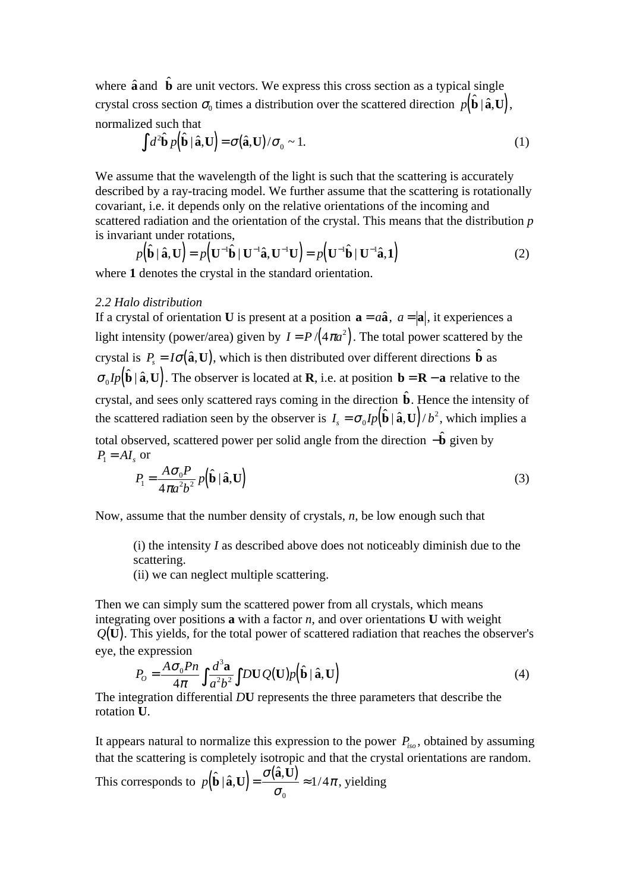where $\hat{\mathbf{a}}$ and $\hat{\mathbf{b}}$ are unit vectors. We express this cross section as a typical single crystal cross section $\sigma_0$ times a distribution over the scattered direction $p\left(\hat{\mathbf{b}} \mid \hat{\mathbf{a}}, \mathbf{U}\right)$, normalized such that

$$\int d^2\hat{\mathbf{b}}\, p\left(\hat{\mathbf{b}} \mid \hat{\mathbf{a}}, \mathbf{U}\right) = \sigma\left(\hat{\mathbf{a}}, \mathbf{U}\right)/\sigma_0 \sim 1. \tag{1}$$

We assume that the wavelength of the light is such that the scattering is accurately described by a ray-tracing model. We further assume that the scattering is rotationally covariant, i.e. it depends only on the relative orientations of the incoming and scattered radiation and the orientation of the crystal. This means that the distribution *p* is invariant under rotations,

$$p\left(\hat{\mathbf{b}} \mid \hat{\mathbf{a}}, \mathbf{U}\right) = p\left(\mathbf{U}^{-1}\hat{\mathbf{b}} \mid \mathbf{U}^{-1}\hat{\mathbf{a}}, \mathbf{U}^{-1}\mathbf{U}\right) = p\left(\mathbf{U}^{-1}\hat{\mathbf{b}} \mid \mathbf{U}^{-1}\hat{\mathbf{a}}, \mathbf{1}\right) \tag{2}$$

where **1** denotes the crystal in the standard orientation.

*2.2 Halo distribution*

If a crystal of orientation **U** is present at a position $\mathbf{a} = a\hat{\mathbf{a}},\ a = |\mathbf{a}|$, it experiences a light intensity (power/area) given by $I = P/\left(4\pi a^2\right)$. The total power scattered by the crystal is $P_s = I\sigma\left(\hat{\mathbf{a}}, \mathbf{U}\right)$, which is then distributed over different directions $\hat{\mathbf{b}}$ as $\sigma_0 I p\left(\hat{\mathbf{b}} \mid \hat{\mathbf{a}}, \mathbf{U}\right)$. The observer is located at **R**, i.e. at position $\mathbf{b} = \mathbf{R} - \mathbf{a}$ relative to the crystal, and sees only scattered rays coming in the direction $\hat{\mathbf{b}}$. Hence the intensity of the scattered radiation seen by the observer is $I_s = \sigma_0 I p\left(\hat{\mathbf{b}} \mid \hat{\mathbf{a}}, \mathbf{U}\right)/b^2$, which implies a total observed, scattered power per solid angle from the direction $-\hat{\mathbf{b}}$ given by $P_1 = AI_s$ or

$$P_1 = \frac{A\sigma_0 P}{4\pi a^2 b^2}\, p\left(\hat{\mathbf{b}} \mid \hat{\mathbf{a}}, \mathbf{U}\right) \tag{3}$$

Now, assume that the number density of crystals, *n*, be low enough such that

(i) the intensity *I* as described above does not noticeably diminish due to the scattering.
(ii) we can neglect multiple scattering.

Then we can simply sum the scattered power from all crystals, which means integrating over positions **a** with a factor *n*, and over orientations **U** with weight $Q(\mathbf{U})$. This yields, for the total power of scattered radiation that reaches the observer's eye, the expression

$$P_O = \frac{A\sigma_0 P n}{4\pi} \int \frac{d^3\mathbf{a}}{a^2 b^2} \int D\mathbf{U}\, Q(\mathbf{U})\, p\left(\hat{\mathbf{b}} \mid \hat{\mathbf{a}}, \mathbf{U}\right) \tag{4}$$

The integration differential $D\mathbf{U}$ represents the three parameters that describe the rotation **U**.

It appears natural to normalize this expression to the power $P_{iso}$, obtained by assuming that the scattering is completely isotropic and that the crystal orientations are random. This corresponds to $p\left(\hat{\mathbf{b}} \mid \hat{\mathbf{a}}, \mathbf{U}\right) = \dfrac{\sigma\left(\hat{\mathbf{a}}, \mathbf{U}\right)}{\sigma_0} \approx 1/4\pi$, yielding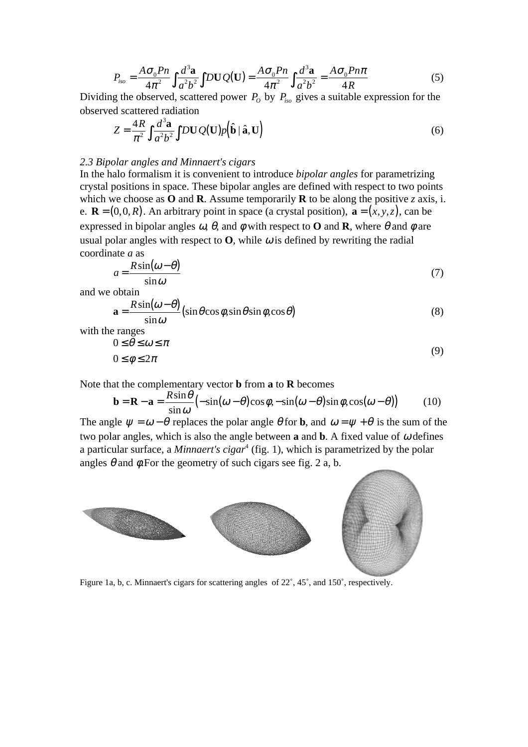$$P_{iso} = \frac{A\sigma_0 Pn}{4\pi^2}\int \frac{d^3\mathbf{a}}{a^2 b^2}\int D\mathbf{U}\, Q(\mathbf{U}) = \frac{A\sigma_0 Pn}{4\pi^2}\int \frac{d^3\mathbf{a}}{a^2 b^2} = \frac{A\sigma_0 Pn\pi}{4R} \tag{5}$$

Dividing the observed, scattered power $P_O$ by $P_{iso}$ gives a suitable expression for the observed scattered radiation

$$Z = \frac{4R}{\pi^2}\int \frac{d^3\mathbf{a}}{a^2 b^2}\int D\mathbf{U}\, Q(\mathbf{U})\, p\left(\hat{\mathbf{b}} \mid \hat{\mathbf{a}}, \mathbf{U}\right) \tag{6}$$

*2.3 Bipolar angles and Minnaert's cigars*

In the halo formalism it is convenient to introduce *bipolar angles* for parametrizing crystal positions in space. These bipolar angles are defined with respect to two points which we choose as **O** and **R**. Assume temporarily **R** to be along the positive *z* axis, i. e. $\mathbf{R} = (0, 0, R)$. An arbitrary point in space (a crystal position), $\mathbf{a} = (x, y, z)$, can be expressed in bipolar angles $\omega$, $\theta$, and $\phi$ with respect to **O** and **R**, where $\theta$ and $\phi$ are usual polar angles with respect to **O**, while $\omega$ is defined by rewriting the radial coordinate *a* as

$$a = \frac{R\sin(\omega - \theta)}{\sin\omega} \tag{7}$$

and we obtain

$$\mathbf{a} = \frac{R\sin(\omega - \theta)}{\sin\omega}(\sin\theta\cos\phi, \sin\theta\sin\phi, \cos\theta) \tag{8}$$

with the ranges

$$\begin{aligned} &0 \le \theta \le \omega \le \pi \\ &0 \le \phi \le 2\pi \end{aligned} \tag{9}$$

Note that the complementary vector **b** from **a** to **R** becomes

$$\mathbf{b} = \mathbf{R} - \mathbf{a} = \frac{R\sin\theta}{\sin\omega}\left(-\sin(\omega - \theta)\cos\phi, -\sin(\omega - \theta)\sin\phi, \cos(\omega - \theta)\right) \tag{10}$$

The angle $\psi = \omega - \theta$ replaces the polar angle $\theta$ for **b**, and $\omega = \psi + \theta$ is the sum of the two polar angles, which is also the angle between **a** and **b**. A fixed value of $\omega$ defines a particular surface, a *Minnaert's cigar*[4] (fig. 1), which is parametrized by the polar angles $\theta$ and $\phi$. For the geometry of such cigars see fig. 2 a, b.

Figure 1a, b, c. Minnaert's cigars for scattering angles of 22˚, 45˚, and 150˚, respectively.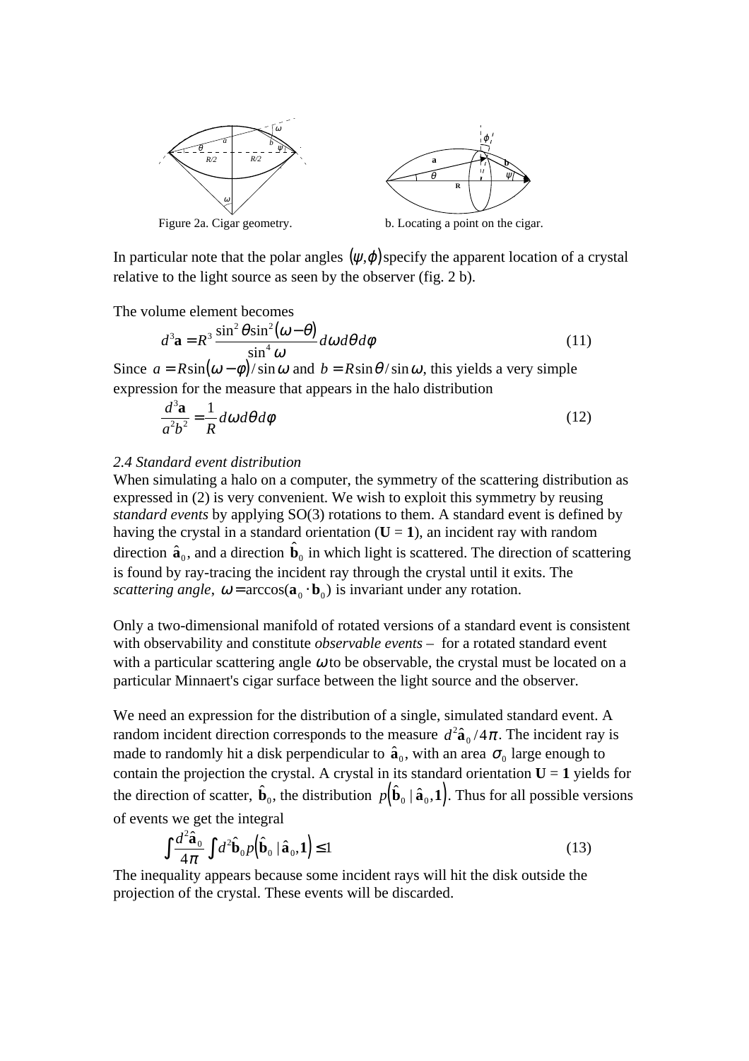Figure 2a. Cigar geometry. b. Locating a point on the cigar.

In particular note that the polar angles $(\psi,\varphi)$ specify the apparent location of a crystal relative to the light source as seen by the observer (fig. 2 b).

The volume element becomes

$$d^3\mathbf{a} = R^3 \frac{\sin^2\theta \sin^2(\omega-\theta)}{\sin^4\omega} d\omega d\theta d\phi \tag{11}$$

Since $a = R\sin(\omega-\phi)/\sin\omega$ and $b = R\sin\theta/\sin\omega$, this yields a very simple expression for the measure that appears in the halo distribution

$$\frac{d^3\mathbf{a}}{a^2b^2} = \frac{1}{R} d\omega d\theta d\phi \tag{12}$$

*2.4 Standard event distribution*

When simulating a halo on a computer, the symmetry of the scattering distribution as expressed in (2) is very convenient. We wish to exploit this symmetry by reusing *standard events* by applying SO(3) rotations to them. A standard event is defined by having the crystal in a standard orientation (**U** = **1**), an incident ray with random direction $\hat{\mathbf{a}}_0$, and a direction $\hat{\mathbf{b}}_0$ in which light is scattered. The direction of scattering is found by ray-tracing the incident ray through the crystal until it exits. The *scattering angle*, $\omega = \arccos(\mathbf{a}_0 \cdot \mathbf{b}_0)$ is invariant under any rotation.

Only a two-dimensional manifold of rotated versions of a standard event is consistent with observability and constitute *observable events* – for a rotated standard event with a particular scattering angle $\omega$ to be observable, the crystal must be located on a particular Minnaert's cigar surface between the light source and the observer.

We need an expression for the distribution of a single, simulated standard event. A random incident direction corresponds to the measure $d^2\hat{\mathbf{a}}_0/4\pi$. The incident ray is made to randomly hit a disk perpendicular to $\hat{\mathbf{a}}_0$, with an area $\sigma_0$ large enough to contain the projection the crystal. A crystal in its standard orientation **U** = **1** yields for the direction of scatter, $\hat{\mathbf{b}}_0$, the distribution $p(\hat{\mathbf{b}}_0 \mid \hat{\mathbf{a}}_0, \mathbf{1})$. Thus for all possible versions of events we get the integral

$$\int \frac{d^2\hat{\mathbf{a}}_0}{4\pi} \int d^2\hat{\mathbf{b}}_0 p(\hat{\mathbf{b}}_0 \mid \hat{\mathbf{a}}_0, \mathbf{1}) \le 1 \tag{13}$$

The inequality appears because some incident rays will hit the disk outside the projection of the crystal. These events will be discarded.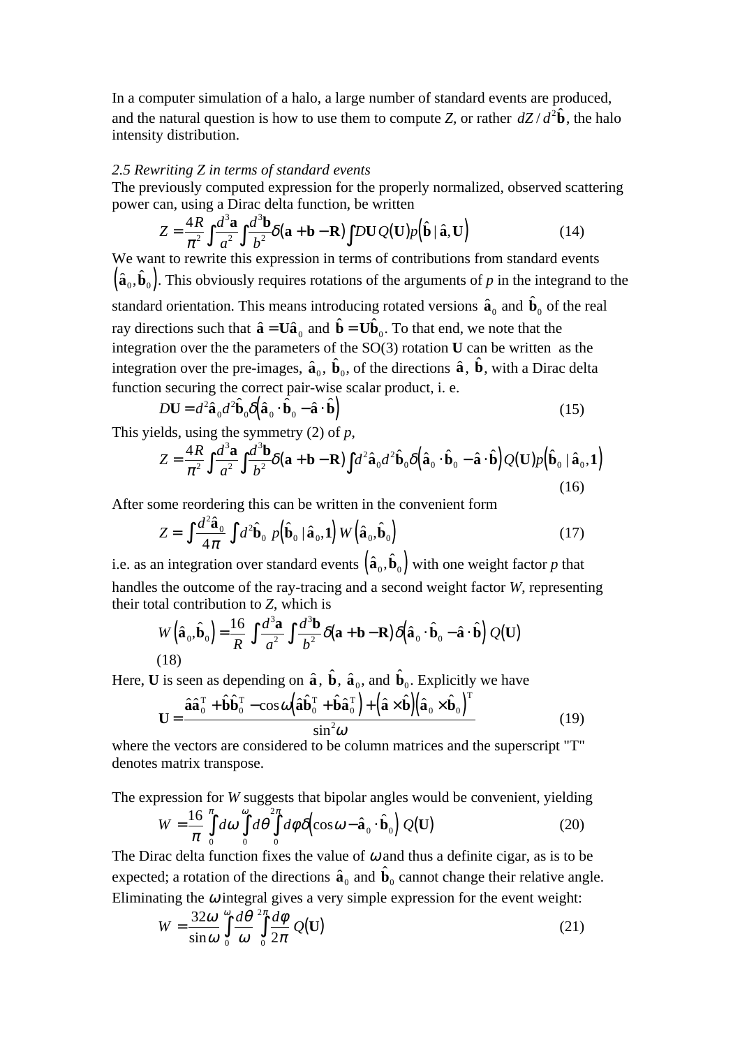In a computer simulation of a halo, a large number of standard events are produced, and the natural question is how to use them to compute *Z*, or rather $dZ / d^2\hat{\mathbf{b}}$, the halo intensity distribution.

*2.5 Rewriting Z in terms of standard events*

The previously computed expression for the properly normalized, observed scattering power can, using a Dirac delta function, be written

$$Z = \frac{4R}{\pi^2}\int \frac{d^3\mathbf{a}}{a^2}\int \frac{d^3\mathbf{b}}{b^2}\delta(\mathbf{a}+\mathbf{b}-\mathbf{R})\int D\mathbf{U}\,Q(\mathbf{U})p\left(\hat{\mathbf{b}}\mid\hat{\mathbf{a}},\mathbf{U}\right) \tag{14}$$

We want to rewrite this expression in terms of contributions from standard events $\left(\hat{\mathbf{a}}_0,\hat{\mathbf{b}}_0\right)$. This obviously requires rotations of the arguments of *p* in the integrand to the standard orientation. This means introducing rotated versions $\hat{\mathbf{a}}_0$ and $\hat{\mathbf{b}}_0$ of the real ray directions such that $\hat{\mathbf{a}} = \mathbf{U}\hat{\mathbf{a}}_0$ and $\hat{\mathbf{b}} = \mathbf{U}\hat{\mathbf{b}}_0$. To that end, we note that the integration over the the parameters of the SO(3) rotation **U** can be written as the integration over the pre-images, $\hat{\mathbf{a}}_0$, $\hat{\mathbf{b}}_0$, of the directions $\hat{\mathbf{a}}$, $\hat{\mathbf{b}}$, with a Dirac delta function securing the correct pair-wise scalar product, i. e.

$$D\mathbf{U} = d^2\hat{\mathbf{a}}_0 d^2\hat{\mathbf{b}}_0\delta\left(\hat{\mathbf{a}}_0\cdot\hat{\mathbf{b}}_0 - \hat{\mathbf{a}}\cdot\hat{\mathbf{b}}\right) \tag{15}$$

This yields, using the symmetry (2) of *p*,

$$Z = \frac{4R}{\pi^2}\int \frac{d^3\mathbf{a}}{a^2}\int \frac{d^3\mathbf{b}}{b^2}\delta(\mathbf{a}+\mathbf{b}-\mathbf{R})\int d^2\hat{\mathbf{a}}_0 d^2\hat{\mathbf{b}}_0\delta\left(\hat{\mathbf{a}}_0\cdot\hat{\mathbf{b}}_0 - \hat{\mathbf{a}}\cdot\hat{\mathbf{b}}\right)Q(\mathbf{U})p\left(\hat{\mathbf{b}}_0\mid\hat{\mathbf{a}}_0,\mathbf{1}\right) \tag{16}$$

After some reordering this can be written in the convenient form

$$Z = \int \frac{d^2\hat{\mathbf{a}}_0}{4\pi}\int d^2\hat{\mathbf{b}}_0\; p\left(\hat{\mathbf{b}}_0\mid\hat{\mathbf{a}}_0,\mathbf{1}\right)W\left(\hat{\mathbf{a}}_0,\hat{\mathbf{b}}_0\right) \tag{17}$$

i.e. as an integration over standard events $\left(\hat{\mathbf{a}}_0,\hat{\mathbf{b}}_0\right)$ with one weight factor *p* that handles the outcome of the ray-tracing and a second weight factor *W*, representing their total contribution to *Z*, which is

$$W\left(\hat{\mathbf{a}}_0,\hat{\mathbf{b}}_0\right) = \frac{16}{R}\int \frac{d^3\mathbf{a}}{a^2}\int \frac{d^3\mathbf{b}}{b^2}\delta(\mathbf{a}+\mathbf{b}-\mathbf{R})\delta\left(\hat{\mathbf{a}}_0\cdot\hat{\mathbf{b}}_0 - \hat{\mathbf{a}}\cdot\hat{\mathbf{b}}\right)Q(\mathbf{U}) \tag{18}$$

Here, **U** is seen as depending on $\hat{\mathbf{a}}$, $\hat{\mathbf{b}}$, $\hat{\mathbf{a}}_0$, and $\hat{\mathbf{b}}_0$. Explicitly we have

$$\mathbf{U} = \frac{\hat{\mathbf{a}}\hat{\mathbf{a}}_0^{\mathrm{T}} + \hat{\mathbf{b}}\hat{\mathbf{b}}_0^{\mathrm{T}} - \cos\omega\left(\hat{\mathbf{a}}\hat{\mathbf{b}}_0^{\mathrm{T}} + \hat{\mathbf{b}}\hat{\mathbf{a}}_0^{\mathrm{T}}\right) + \left(\hat{\mathbf{a}}\times\hat{\mathbf{b}}\right)\left(\hat{\mathbf{a}}_0\times\hat{\mathbf{b}}_0\right)^{\mathrm{T}}}{\sin^2\omega} \tag{19}$$

where the vectors are considered to be column matrices and the superscript "T" denotes matrix transpose.

The expression for *W* suggests that bipolar angles would be convenient, yielding

$$W = \frac{16}{\pi}\int_0^{\pi} d\omega\int_0^{\omega} d\theta\int_0^{2\pi} d\varphi\,\delta\left(\cos\omega - \hat{\mathbf{a}}_0\cdot\hat{\mathbf{b}}_0\right)Q(\mathbf{U}) \tag{20}$$

The Dirac delta function fixes the value of $\omega$ and thus a definite cigar, as is to be expected; a rotation of the directions $\hat{\mathbf{a}}_0$ and $\hat{\mathbf{b}}_0$ cannot change their relative angle. Eliminating the $\omega$ integral gives a very simple expression for the event weight:

$$W = \frac{32\omega}{\sin\omega}\int_0^{\omega}\frac{d\theta}{\omega}\int_0^{2\pi}\frac{d\varphi}{2\pi}Q(\mathbf{U}) \tag{21}$$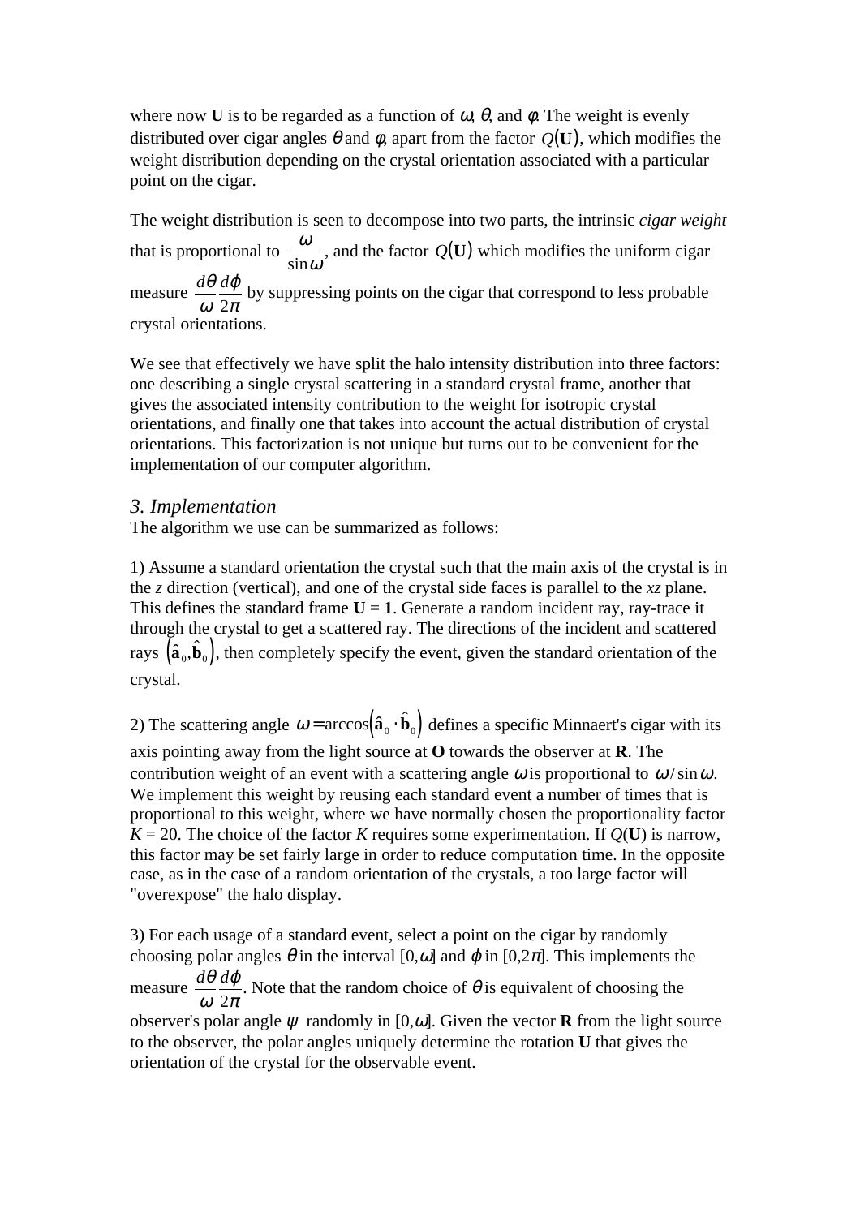where now **U** is to be regarded as a function of $\omega$, $\theta$, and $\phi$. The weight is evenly distributed over cigar angles $\theta$ and $\phi$, apart from the factor $Q(\mathbf{U})$, which modifies the weight distribution depending on the crystal orientation associated with a particular point on the cigar.

The weight distribution is seen to decompose into two parts, the intrinsic *cigar weight* that is proportional to $\frac{\omega}{\sin\omega}$, and the factor $Q(\mathbf{U})$ which modifies the uniform cigar measure $\frac{d\theta}{\omega}\frac{d\phi}{2\pi}$ by suppressing points on the cigar that correspond to less probable crystal orientations.

We see that effectively we have split the halo intensity distribution into three factors: one describing a single crystal scattering in a standard crystal frame, another that gives the associated intensity contribution to the weight for isotropic crystal orientations, and finally one that takes into account the actual distribution of crystal orientations. This factorization is not unique but turns out to be convenient for the implementation of our computer algorithm.

## *3. Implementation*

The algorithm we use can be summarized as follows:

1) Assume a standard orientation the crystal such that the main axis of the crystal is in the *z* direction (vertical), and one of the crystal side faces is parallel to the *xz* plane. This defines the standard frame **U** = **1**. Generate a random incident ray, ray-trace it through the crystal to get a scattered ray. The directions of the incident and scattered rays $(\hat{\mathbf{a}}_0, \hat{\mathbf{b}}_0)$, then completely specify the event, given the standard orientation of the crystal.

2) The scattering angle $\omega = \arccos(\hat{\mathbf{a}}_0 \cdot \hat{\mathbf{b}}_0)$ defines a specific Minnaert's cigar with its axis pointing away from the light source at **O** towards the observer at **R**. The contribution weight of an event with a scattering angle $\omega$ is proportional to $\omega/\sin\omega$. We implement this weight by reusing each standard event a number of times that is proportional to this weight, where we have normally chosen the proportionality factor $K = 20$. The choice of the factor $K$ requires some experimentation. If $Q(\mathbf{U})$ is narrow, this factor may be set fairly large in order to reduce computation time. In the opposite case, as in the case of a random orientation of the crystals, a too large factor will "overexpose" the halo display.

3) For each usage of a standard event, select a point on the cigar by randomly choosing polar angles $\theta$ in the interval $[0,\omega]$ and $\phi$ in $[0,2\pi]$. This implements the measure $\frac{d\theta}{\omega}\frac{d\phi}{2\pi}$. Note that the random choice of $\theta$ is equivalent of choosing the observer's polar angle $\psi$ randomly in $[0,\omega]$. Given the vector **R** from the light source to the observer, the polar angles uniquely determine the rotation **U** that gives the orientation of the crystal for the observable event.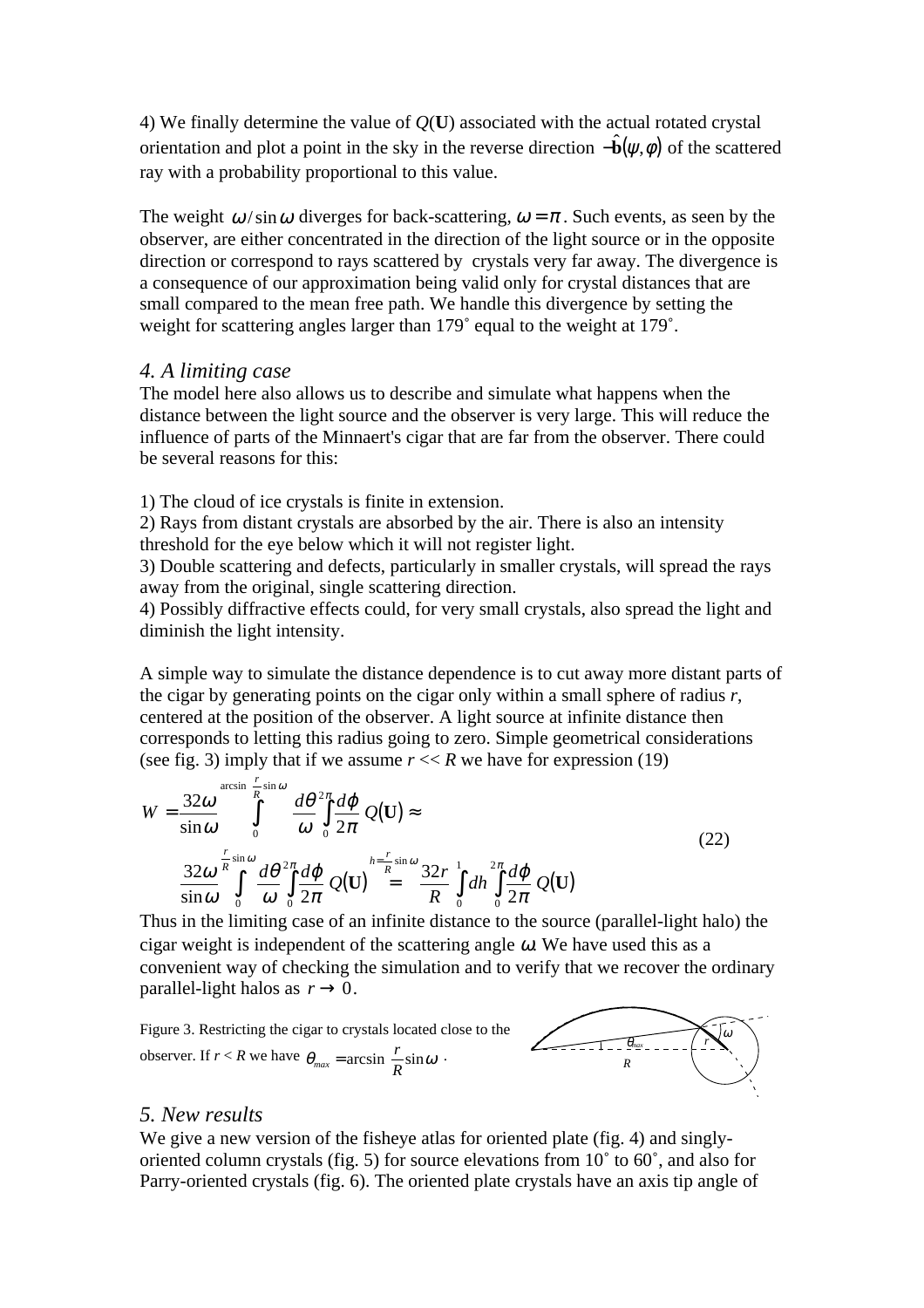4) We finally determine the value of $Q(\mathbf{U})$ associated with the actual rotated crystal orientation and plot a point in the sky in the reverse direction $-\hat{\mathbf{b}}(\psi,\varphi)$ of the scattered ray with a probability proportional to this value.

The weight $\omega/\sin\omega$ diverges for back-scattering, $\omega=\pi$. Such events, as seen by the observer, are either concentrated in the direction of the light source or in the opposite direction or correspond to rays scattered by crystals very far away. The divergence is a consequence of our approximation being valid only for crystal distances that are small compared to the mean free path. We handle this divergence by setting the weight for scattering angles larger than 179˚ equal to the weight at 179˚.

### 4. A limiting case

The model here also allows us to describe and simulate what happens when the distance between the light source and the observer is very large. This will reduce the influence of parts of the Minnaert's cigar that are far from the observer. There could be several reasons for this:

1) The cloud of ice crystals is finite in extension.
2) Rays from distant crystals are absorbed by the air. There is also an intensity threshold for the eye below which it will not register light.
3) Double scattering and defects, particularly in smaller crystals, will spread the rays away from the original, single scattering direction.
4) Possibly diffractive effects could, for very small crystals, also spread the light and diminish the light intensity.

A simple way to simulate the distance dependence is to cut away more distant parts of the cigar by generating points on the cigar only within a small sphere of radius $r$, centered at the position of the observer. A light source at infinite distance then corresponds to letting this radius going to zero. Simple geometrical considerations (see fig. 3) imply that if we assume $r \ll R$ we have for expression (19)

$$
\begin{aligned}
W &= \frac{32\omega}{\sin\omega}\int_0^{\arcsin\left(\frac{r}{R}\sin\omega\right)}\frac{d\theta}{\omega}\int_0^{2\pi}\frac{d\varphi}{2\pi}\,Q(\mathbf{U}) \approx \\
&\frac{32\omega}{\sin\omega}\int_0^{\frac{r}{R}\sin\omega}\frac{d\theta}{\omega}\int_0^{2\pi}\frac{d\varphi}{2\pi}\,Q(\mathbf{U}) \overset{h=\frac{r}{R}\sin\omega}{=} \frac{32r}{R}\int_0^1 dh\int_0^{2\pi}\frac{d\varphi}{2\pi}\,Q(\mathbf{U})
\end{aligned}
\tag{22}
$$

Thus in the limiting case of an infinite distance to the source (parallel-light halo) the cigar weight is independent of the scattering angle $\omega$. We have used this as a convenient way of checking the simulation and to verify that we recover the ordinary parallel-light halos as $r \to 0$.

Figure 3. Restricting the cigar to crystals located close to the observer. If $r < R$ we have $\theta_{max} = \arcsin\left(\frac{r}{R}\sin\omega\right)$.

### 5. New results

We give a new version of the fisheye atlas for oriented plate (fig. 4) and singly-oriented column crystals (fig. 5) for source elevations from 10˚ to 60˚, and also for Parry-oriented crystals (fig. 6). The oriented plate crystals have an axis tip angle of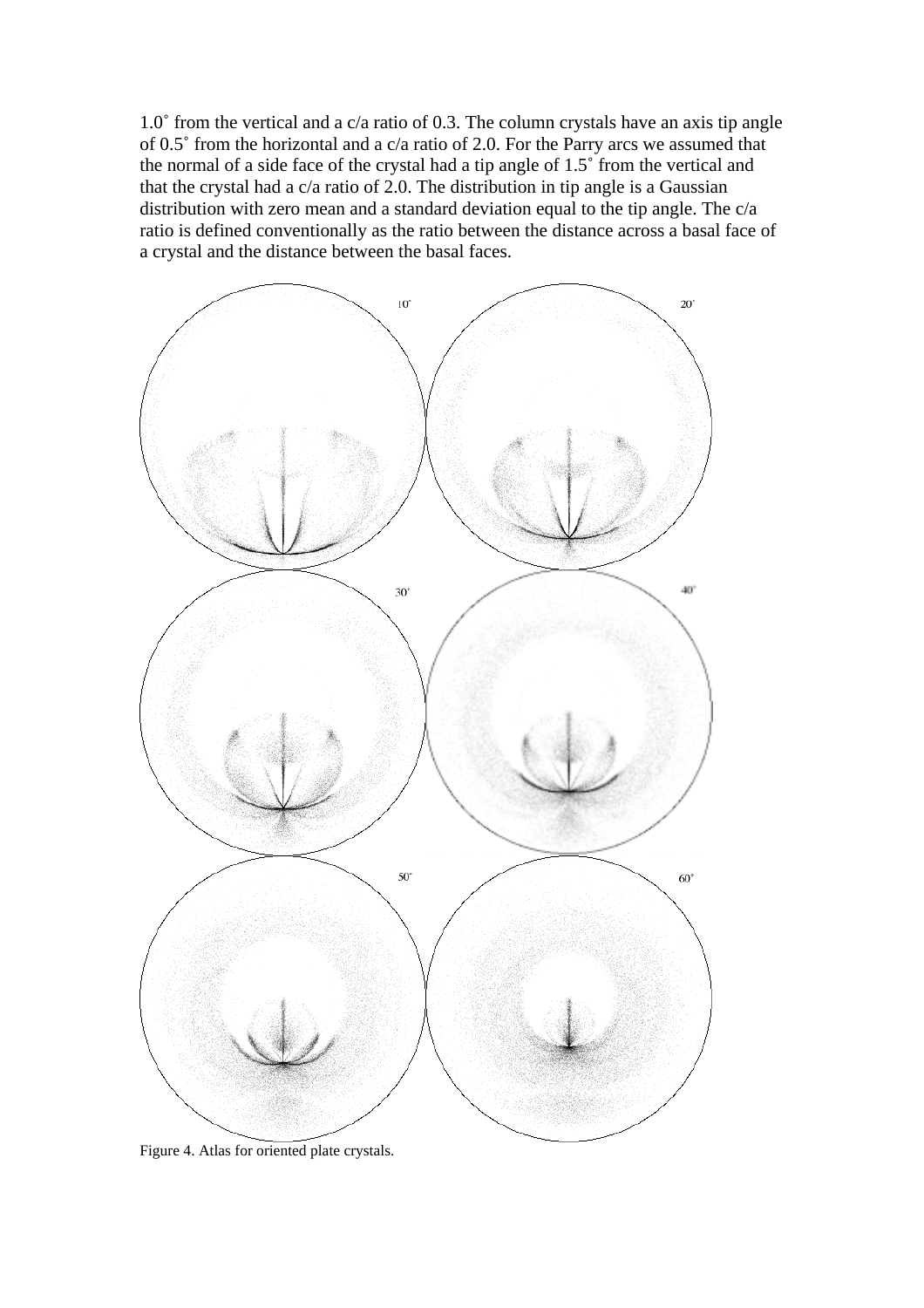1.0˚ from the vertical and a c/a ratio of 0.3. The column crystals have an axis tip angle of 0.5˚ from the horizontal and a c/a ratio of 2.0. For the Parry arcs we assumed that the normal of a side face of the crystal had a tip angle of 1.5˚ from the vertical and that the crystal had a c/a ratio of 2.0. The distribution in tip angle is a Gaussian distribution with zero mean and a standard deviation equal to the tip angle. The c/a ratio is defined conventionally as the ratio between the distance across a basal face of a crystal and the distance between the basal faces.

Figure 4. Atlas for oriented plate crystals.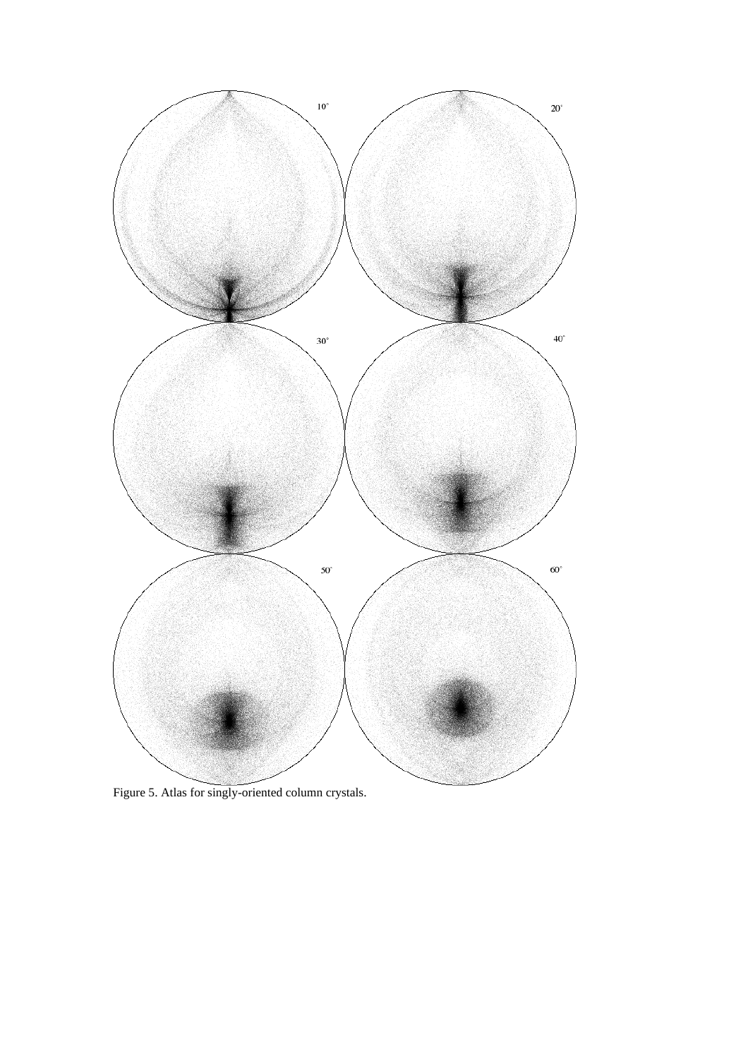Figure 5. Atlas for singly-oriented column crystals.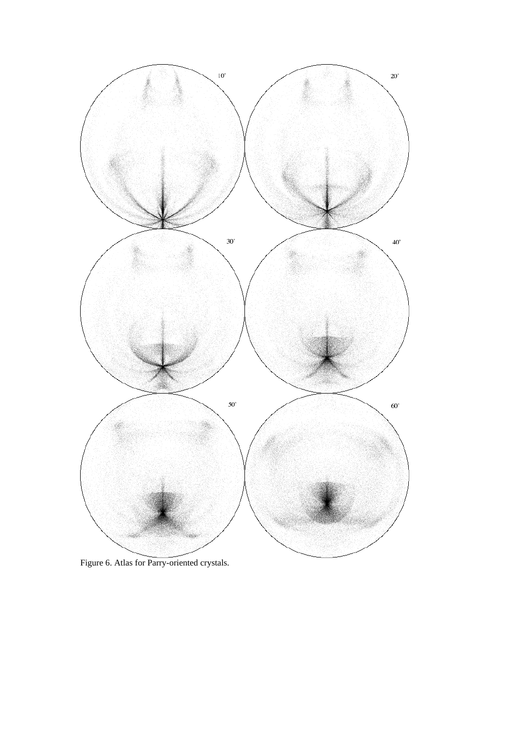Figure 6. Atlas for Parry-oriented crystals.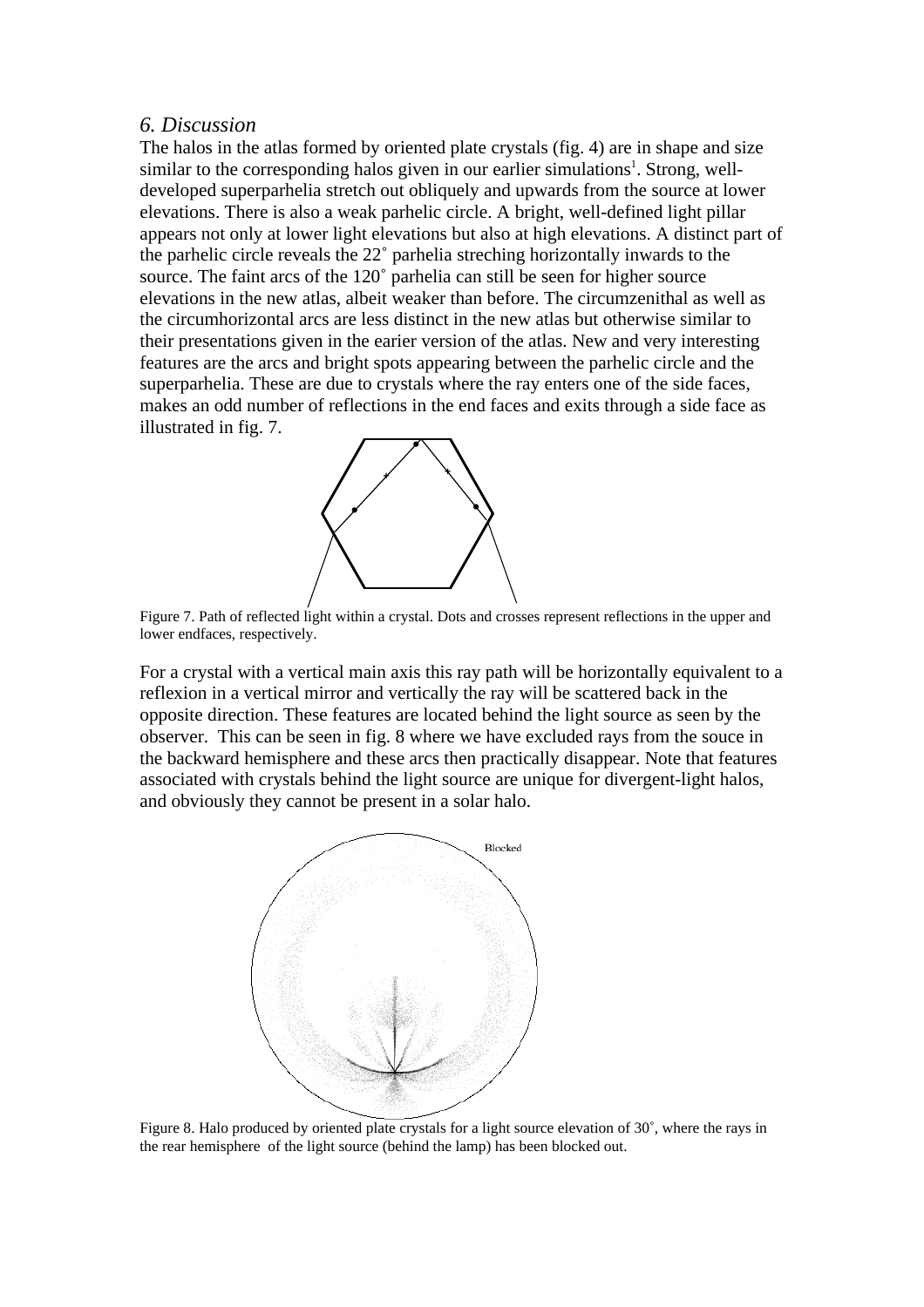## *6. Discussion*

The halos in the atlas formed by oriented plate crystals (fig. 4) are in shape and size similar to the corresponding halos given in our earlier simulations[1]. Strong, well-developed superparhelia stretch out obliquely and upwards from the source at lower elevations. There is also a weak parhelic circle. A bright, well-defined light pillar appears not only at lower light elevations but also at high elevations. A distinct part of the parhelic circle reveals the 22˚ parhelia streching horizontally inwards to the source. The faint arcs of the 120˚ parhelia can still be seen for higher source elevations in the new atlas, albeit weaker than before. The circumzenithal as well as the circumhorizontal arcs are less distinct in the new atlas but otherwise similar to their presentations given in the earier version of the atlas. New and very interesting features are the arcs and bright spots appearing between the parhelic circle and the superparhelia. These are due to crystals where the ray enters one of the side faces, makes an odd number of reflections in the end faces and exits through a side face as illustrated in fig. 7.

Figure 7. Path of reflected light within a crystal. Dots and crosses represent reflections in the upper and lower endfaces, respectively.

For a crystal with a vertical main axis this ray path will be horizontally equivalent to a reflexion in a vertical mirror and vertically the ray will be scattered back in the opposite direction. These features are located behind the light source as seen by the observer. This can be seen in fig. 8 where we have excluded rays from the souce in the backward hemisphere and these arcs then practically disappear. Note that features associated with crystals behind the light source are unique for divergent-light halos, and obviously they cannot be present in a solar halo.

Figure 8. Halo produced by oriented plate crystals for a light source elevation of 30˚, where the rays in the rear hemisphere of the light source (behind the lamp) has been blocked out.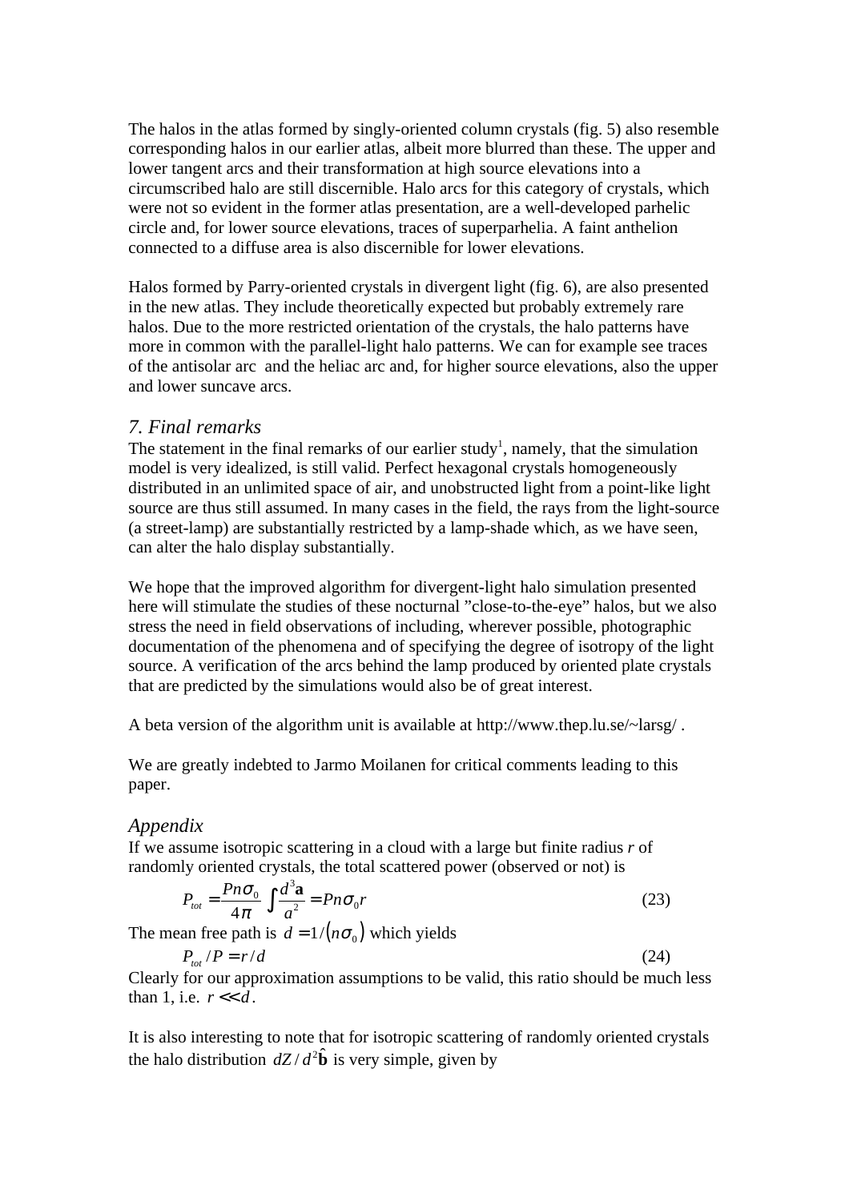The halos in the atlas formed by singly-oriented column crystals (fig. 5) also resemble corresponding halos in our earlier atlas, albeit more blurred than these. The upper and lower tangent arcs and their transformation at high source elevations into a circumscribed halo are still discernible. Halo arcs for this category of crystals, which were not so evident in the former atlas presentation, are a well-developed parhelic circle and, for lower source elevations, traces of superparhelia. A faint anthelion connected to a diffuse area is also discernible for lower elevations.

Halos formed by Parry-oriented crystals in divergent light (fig. 6), are also presented in the new atlas. They include theoretically expected but probably extremely rare halos. Due to the more restricted orientation of the crystals, the halo patterns have more in common with the parallel-light halo patterns. We can for example see traces of the antisolar arc  and the heliac arc and, for higher source elevations, also the upper and lower suncave arcs.

## *7. Final remarks*

The statement in the final remarks of our earlier study[1], namely, that the simulation model is very idealized, is still valid. Perfect hexagonal crystals homogeneously distributed in an unlimited space of air, and unobstructed light from a point-like light source are thus still assumed. In many cases in the field, the rays from the light-source (a street-lamp) are substantially restricted by a lamp-shade which, as we have seen, can alter the halo display substantially.

We hope that the improved algorithm for divergent-light halo simulation presented here will stimulate the studies of these nocturnal ”close-to-the-eye” halos, but we also stress the need in field observations of including, wherever possible, photographic documentation of the phenomena and of specifying the degree of isotropy of the light source. A verification of the arcs behind the lamp produced by oriented plate crystals that are predicted by the simulations would also be of great interest.

A beta version of the algorithm unit is available at http://www.thep.lu.se/~larsg/ .

We are greatly indebted to Jarmo Moilanen for critical comments leading to this paper.

## *Appendix*

If we assume isotropic scattering in a cloud with a large but finite radius $r$ of randomly oriented crystals, the total scattered power (observed or not) is

$$P_{tot} = \frac{Pn\sigma_0}{4\pi}\int\frac{d^3\mathbf{a}}{a^2} = Pn\sigma_0 r \tag{23}$$

The mean free path is $d = 1/(n\sigma_0)$ which yields

$$P_{tot}/P = r/d \tag{24}$$

Clearly for our approximation assumptions to be valid, this ratio should be much less than 1, i.e. $r << d$.

It is also interesting to note that for isotropic scattering of randomly oriented crystals the halo distribution $dZ/d^2\hat{\mathbf{b}}$ is very simple, given by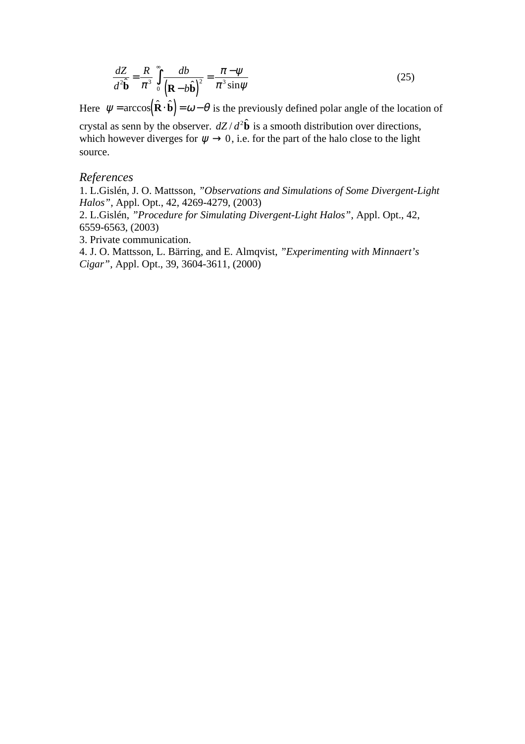$$\frac{dZ}{d^2\hat{\mathbf{b}}} = \frac{R}{\pi^3}\int_0^\infty \frac{db}{\left(\mathbf{R} - b\hat{\mathbf{b}}\right)^2} = \frac{\pi - \psi}{\pi^3 \sin\psi} \tag{25}$$

Here $\psi = \arccos\left(\hat{\mathbf{R}} \cdot \hat{\mathbf{b}}\right) = \omega - \theta$ is the previously defined polar angle of the location of crystal as senn by the observer. $dZ / d^2\hat{\mathbf{b}}$ is a smooth distribution over directions, which however diverges for $\psi \to 0$, i.e. for the part of the halo close to the light source.

## *References*

1. L.Gislén, J. O. Mattsson, *"Observations and Simulations of Some Divergent-Light Halos"*, Appl. Opt., 42, 4269-4279, (2003)
2. L.Gislén, *"Procedure for Simulating Divergent-Light Halos"*, Appl. Opt., 42, 6559-6563, (2003)
3. Private communication.
4. J. O. Mattsson, L. Bärring, and E. Almqvist, *"Experimenting with Minnaert's Cigar"*, Appl. Opt., 39, 3604-3611, (2000)